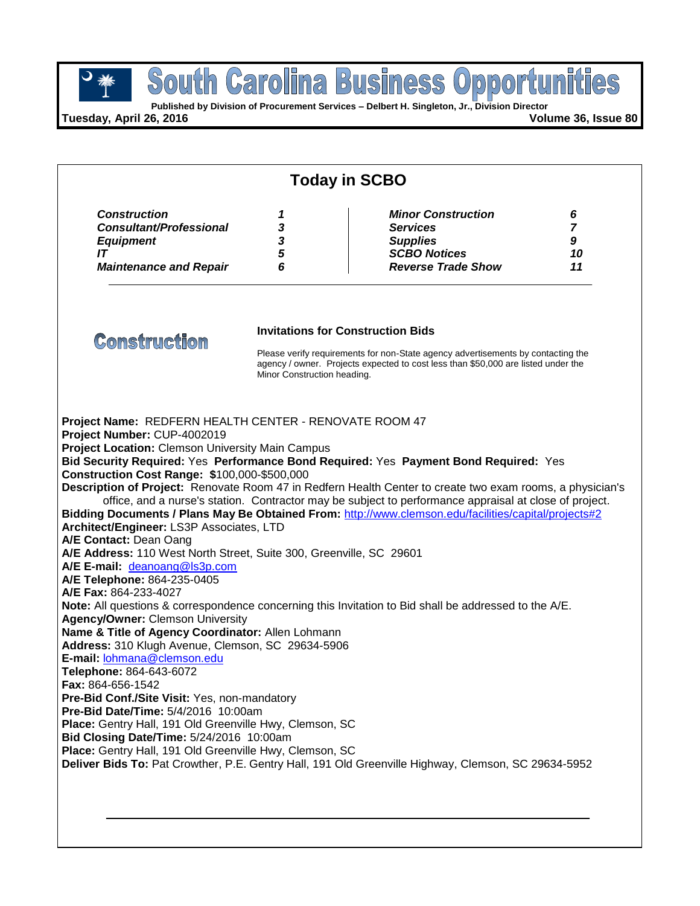# South Carolina Business Opportunities

**Published by Division of Procurement Services – Delbert H. Singleton, Jr., Division Director**

**Tuesday, April 26, 2016** **Volume 36, Issue 80**

## Today in SCBO

| | | | |
|---|---|---|---|
| ***Construction*** | ***1*** | ***Minor Construction*** | ***6*** |
| ***Consultant/Professional*** | ***3*** | ***Services*** | ***7*** |
| ***Equipment*** | ***3*** | ***Supplies*** | ***9*** |
| ***IT*** | ***5*** | ***SCBO Notices*** | ***10*** |
| ***Maintenance and Repair*** | ***6*** | ***Reverse Trade Show*** | ***11*** |

## Construction

**Invitations for Construction Bids**

Please verify requirements for non-State agency advertisements by contacting the agency / owner. Projects expected to cost less than $50,000 are listed under the Minor Construction heading.

**Project Name:** REDFERN HEALTH CENTER - RENOVATE ROOM 47
**Project Number:** CUP-4002019
**Project Location:** Clemson University Main Campus
**Bid Security Required:** Yes **Performance Bond Required:** Yes **Payment Bond Required:** Yes
**Construction Cost Range:** **$**100,000-$500,000
**Description of Project:** Renovate Room 47 in Redfern Health Center to create two exam rooms, a physician's office, and a nurse's station. Contractor may be subject to performance appraisal at close of project.
**Bidding Documents / Plans May Be Obtained From:** http://www.clemson.edu/facilities/capital/projects#2
**Architect/Engineer:** LS3P Associates, LTD
**A/E Contact:** Dean Oang
**A/E Address:** 110 West North Street, Suite 300, Greenville, SC 29601
**A/E E-mail:** deanoang@ls3p.com
**A/E Telephone:** 864-235-0405
**A/E Fax:** 864-233-4027
**Note:** All questions & correspondence concerning this Invitation to Bid shall be addressed to the A/E.
**Agency/Owner:** Clemson University
**Name & Title of Agency Coordinator:** Allen Lohmann
**Address:** 310 Klugh Avenue, Clemson, SC 29634-5906
**E-mail:** lohmana@clemson.edu
**Telephone:** 864-643-6072
**Fax:** 864-656-1542
**Pre-Bid Conf./Site Visit:** Yes, non-mandatory
**Pre-Bid Date/Time:** 5/4/2016 10:00am
**Place:** Gentry Hall, 191 Old Greenville Hwy, Clemson, SC
**Bid Closing Date/Time:** 5/24/2016 10:00am
**Place:** Gentry Hall, 191 Old Greenville Hwy, Clemson, SC
**Deliver Bids To:** Pat Crowther, P.E. Gentry Hall, 191 Old Greenville Highway, Clemson, SC 29634-5952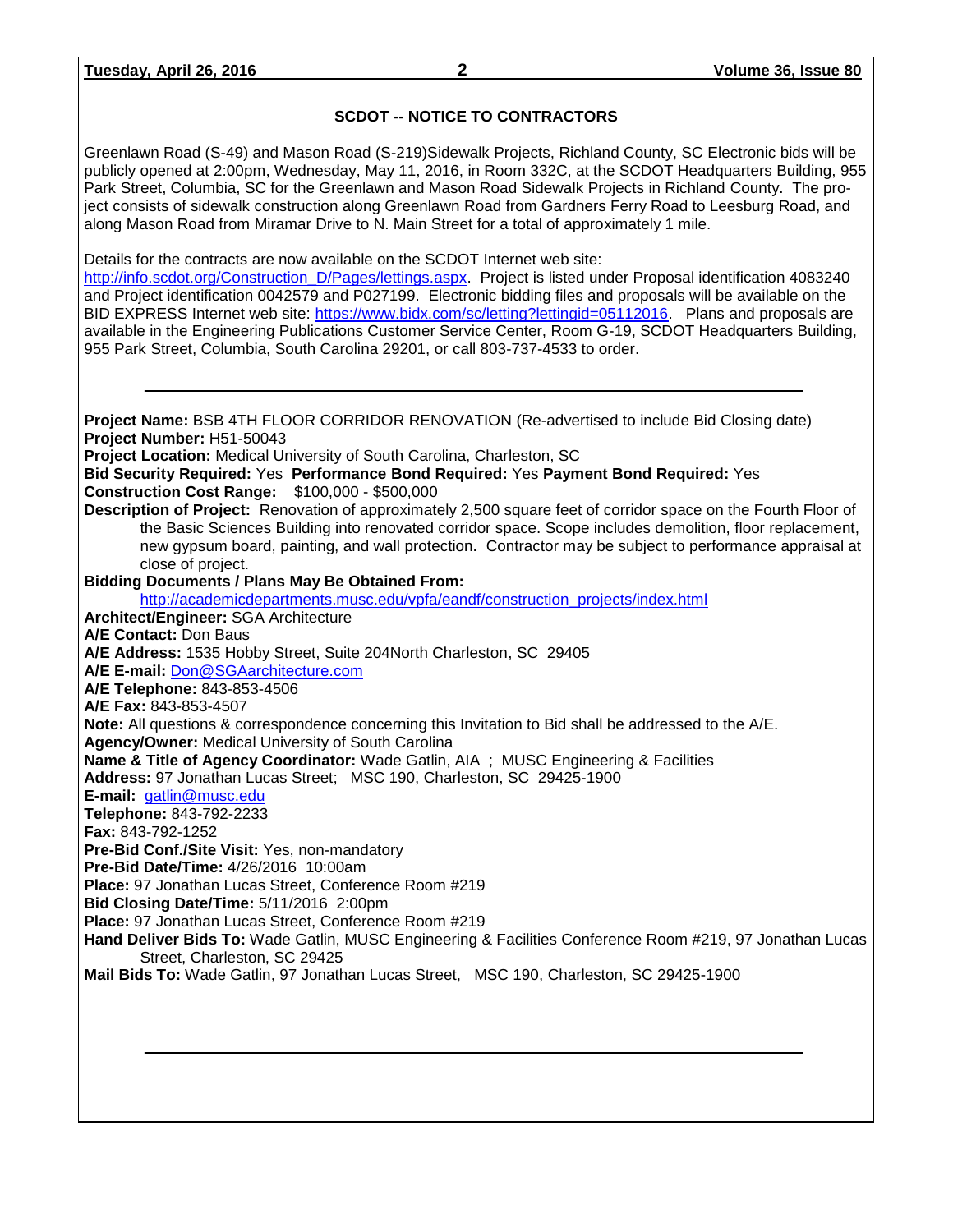## SCDOT -- NOTICE TO CONTRACTORS

Greenlawn Road (S-49) and Mason Road (S-219)Sidewalk Projects, Richland County, SC Electronic bids will be publicly opened at 2:00pm, Wednesday, May 11, 2016, in Room 332C, at the SCDOT Headquarters Building, 955 Park Street, Columbia, SC for the Greenlawn and Mason Road Sidewalk Projects in Richland County. The project consists of sidewalk construction along Greenlawn Road from Gardners Ferry Road to Leesburg Road, and along Mason Road from Miramar Drive to N. Main Street for a total of approximately 1 mile.

Details for the contracts are now available on the SCDOT Internet web site: http://info.scdot.org/Construction_D/Pages/lettings.aspx. Project is listed under Proposal identification 4083240 and Project identification 0042579 and P027199. Electronic bidding files and proposals will be available on the BID EXPRESS Internet web site: https://www.bidx.com/sc/letting?lettingid=05112016. Plans and proposals are available in the Engineering Publications Customer Service Center, Room G-19, SCDOT Headquarters Building, 955 Park Street, Columbia, South Carolina 29201, or call 803-737-4533 to order.

---

**Project Name:** BSB 4TH FLOOR CORRIDOR RENOVATION (Re-advertised to include Bid Closing date)
**Project Number:** H51-50043
**Project Location:** Medical University of South Carolina, Charleston, SC
**Bid Security Required:** Yes **Performance Bond Required:** Yes **Payment Bond Required:** Yes
**Construction Cost Range:** $100,000 - $500,000
**Description of Project:** Renovation of approximately 2,500 square feet of corridor space on the Fourth Floor of the Basic Sciences Building into renovated corridor space. Scope includes demolition, floor replacement, new gypsum board, painting, and wall protection. Contractor may be subject to performance appraisal at close of project.
**Bidding Documents / Plans May Be Obtained From:** http://academicdepartments.musc.edu/vpfa/eandf/construction_projects/index.html
**Architect/Engineer:** SGA Architecture
**A/E Contact:** Don Baus
**A/E Address:** 1535 Hobby Street, Suite 204North Charleston, SC 29405
**A/E E-mail:** Don@SGAarchitecture.com
**A/E Telephone:** 843-853-4506
**A/E Fax:** 843-853-4507
**Note:** All questions & correspondence concerning this Invitation to Bid shall be addressed to the A/E.
**Agency/Owner:** Medical University of South Carolina
**Name & Title of Agency Coordinator:** Wade Gatlin, AIA ; MUSC Engineering & Facilities
**Address:** 97 Jonathan Lucas Street; MSC 190, Charleston, SC 29425-1900
**E-mail:** gatlin@musc.edu
**Telephone:** 843-792-2233
**Fax:** 843-792-1252
**Pre-Bid Conf./Site Visit:** Yes, non-mandatory
**Pre-Bid Date/Time:** 4/26/2016 10:00am
**Place:** 97 Jonathan Lucas Street, Conference Room #219
**Bid Closing Date/Time:** 5/11/2016 2:00pm
**Place:** 97 Jonathan Lucas Street, Conference Room #219
**Hand Deliver Bids To:** Wade Gatlin, MUSC Engineering & Facilities Conference Room #219, 97 Jonathan Lucas Street, Charleston, SC 29425
**Mail Bids To:** Wade Gatlin, 97 Jonathan Lucas Street, MSC 190, Charleston, SC 29425-1900

---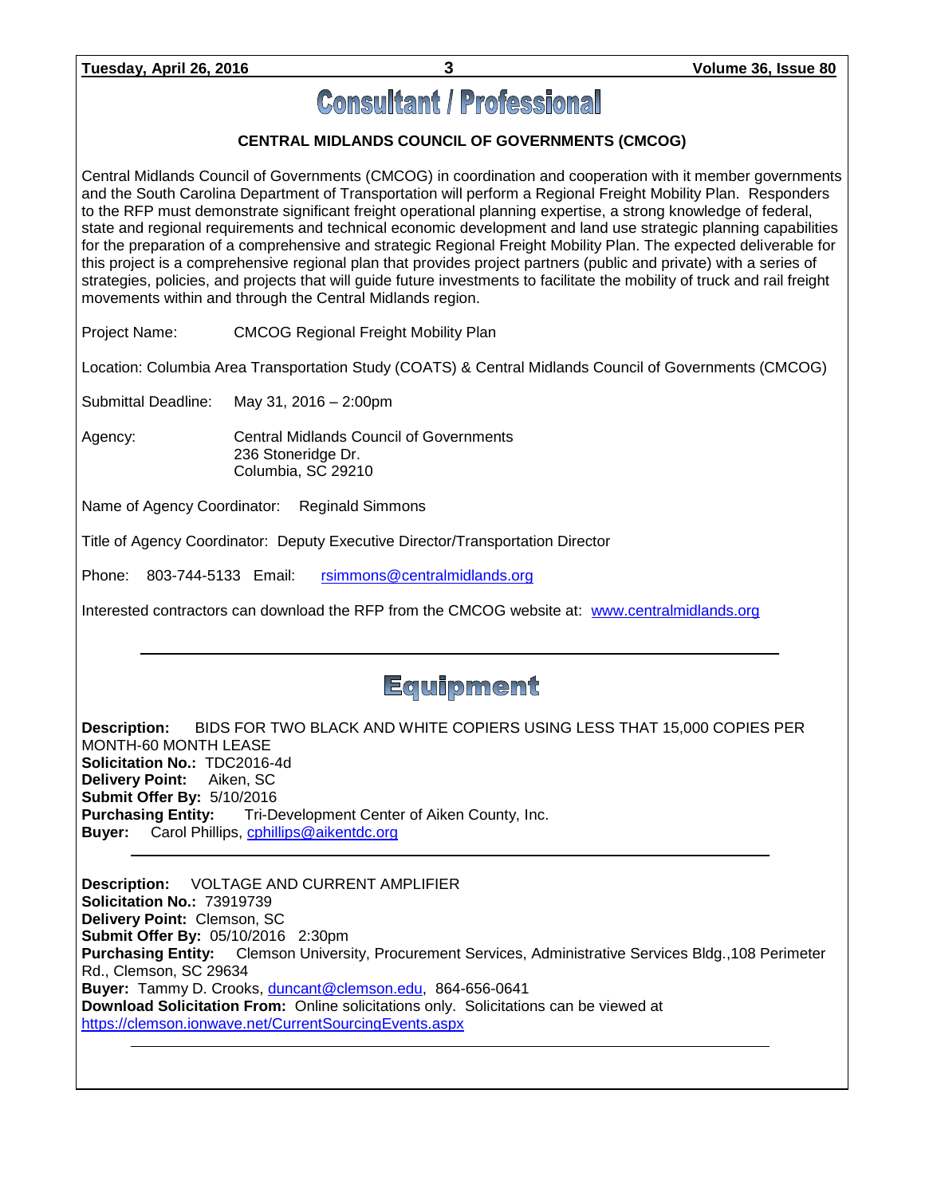# Consultant / Professional

## CENTRAL MIDLANDS COUNCIL OF GOVERNMENTS (CMCOG)

Central Midlands Council of Governments (CMCOG) in coordination and cooperation with it member governments and the South Carolina Department of Transportation will perform a Regional Freight Mobility Plan. Responders to the RFP must demonstrate significant freight operational planning expertise, a strong knowledge of federal, state and regional requirements and technical economic development and land use strategic planning capabilities for the preparation of a comprehensive and strategic Regional Freight Mobility Plan. The expected deliverable for this project is a comprehensive regional plan that provides project partners (public and private) with a series of strategies, policies, and projects that will guide future investments to facilitate the mobility of truck and rail freight movements within and through the Central Midlands region.

Project Name: CMCOG Regional Freight Mobility Plan

Location: Columbia Area Transportation Study (COATS) & Central Midlands Council of Governments (CMCOG)

Submittal Deadline: May 31, 2016 – 2:00pm

Agency: Central Midlands Council of Governments
236 Stoneridge Dr.
Columbia, SC 29210

Name of Agency Coordinator: Reginald Simmons

Title of Agency Coordinator: Deputy Executive Director/Transportation Director

Phone: 803-744-5133 Email: rsimmons@centralmidlands.org

Interested contractors can download the RFP from the CMCOG website at: www.centralmidlands.org

---

# Equipment

**Description:** BIDS FOR TWO BLACK AND WHITE COPIERS USING LESS THAT 15,000 COPIES PER MONTH-60 MONTH LEASE
**Solicitation No.:** TDC2016-4d
**Delivery Point:** Aiken, SC
**Submit Offer By:** 5/10/2016
**Purchasing Entity:** Tri-Development Center of Aiken County, Inc.
**Buyer:** Carol Phillips, cphillips@aikentdc.org

---

**Description:** VOLTAGE AND CURRENT AMPLIFIER
**Solicitation No.:** 73919739
**Delivery Point:** Clemson, SC
**Submit Offer By:** 05/10/2016 2:30pm
**Purchasing Entity:** Clemson University, Procurement Services, Administrative Services Bldg.,108 Perimeter Rd., Clemson, SC 29634
**Buyer:** Tammy D. Crooks, duncant@clemson.edu, 864-656-0641
**Download Solicitation From:** Online solicitations only. Solicitations can be viewed at https://clemson.ionwave.net/CurrentSourcingEvents.aspx

---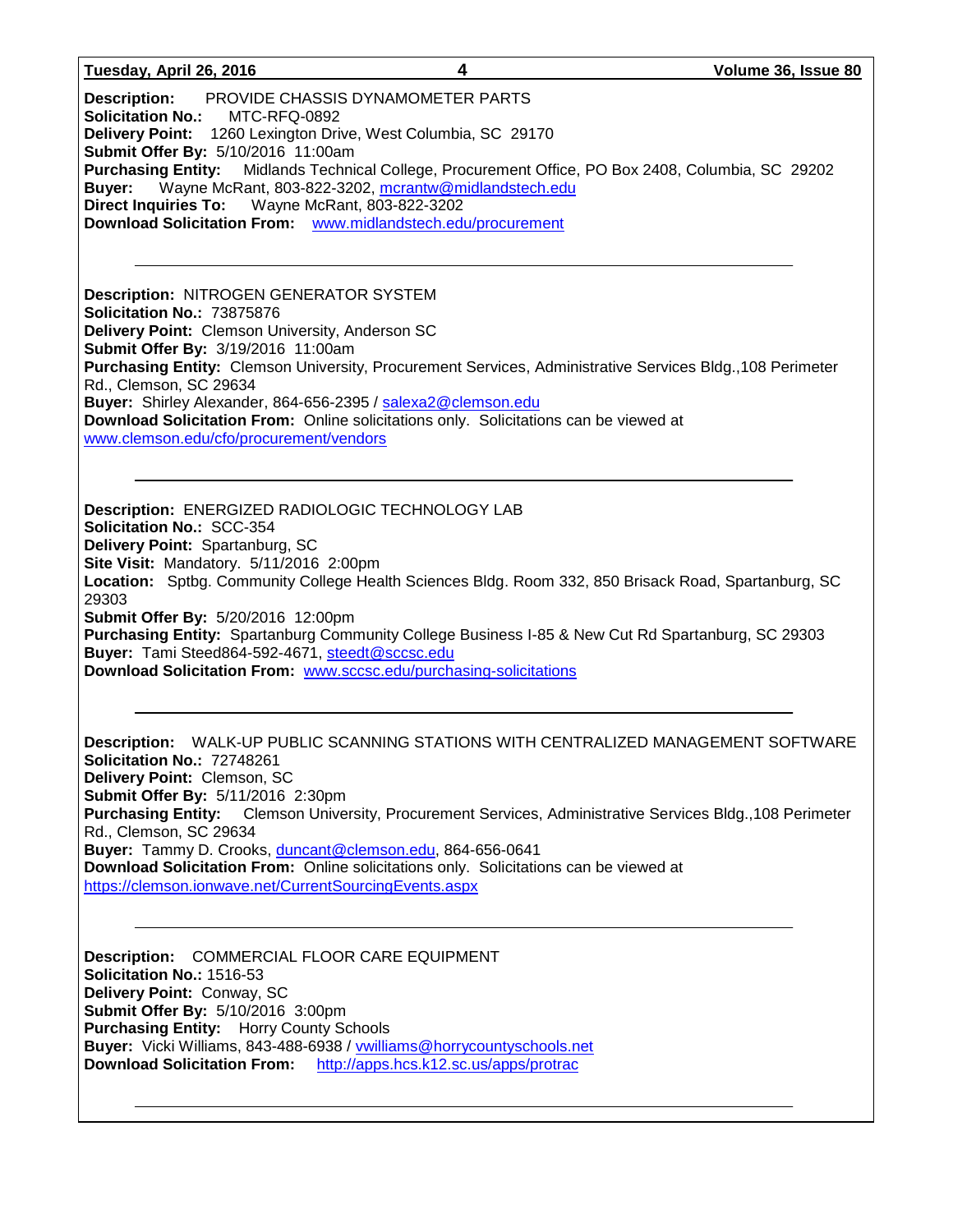**Description:** PROVIDE CHASSIS DYNAMOMETER PARTS
**Solicitation No.:** MTC-RFQ-0892
**Delivery Point:** 1260 Lexington Drive, West Columbia, SC 29170
**Submit Offer By:** 5/10/2016 11:00am
**Purchasing Entity:** Midlands Technical College, Procurement Office, PO Box 2408, Columbia, SC 29202
**Buyer:** Wayne McRant, 803-822-3202, mcrantw@midlandstech.edu
**Direct Inquiries To:** Wayne McRant, 803-822-3202
**Download Solicitation From:** www.midlandstech.edu/procurement

---

**Description:** NITROGEN GENERATOR SYSTEM
**Solicitation No.:** 73875876
**Delivery Point:** Clemson University, Anderson SC
**Submit Offer By:** 3/19/2016 11:00am
**Purchasing Entity:** Clemson University, Procurement Services, Administrative Services Bldg.,108 Perimeter Rd., Clemson, SC 29634
**Buyer:** Shirley Alexander, 864-656-2395 / salexa2@clemson.edu
**Download Solicitation From:** Online solicitations only. Solicitations can be viewed at www.clemson.edu/cfo/procurement/vendors

---

**Description:** ENERGIZED RADIOLOGIC TECHNOLOGY LAB
**Solicitation No.:** SCC-354
**Delivery Point:** Spartanburg, SC
**Site Visit:** Mandatory. 5/11/2016 2:00pm
**Location:** Sptbg. Community College Health Sciences Bldg. Room 332, 850 Brisack Road, Spartanburg, SC 29303
**Submit Offer By:** 5/20/2016 12:00pm
**Purchasing Entity:** Spartanburg Community College Business I-85 & New Cut Rd Spartanburg, SC 29303
**Buyer:** Tami Steed864-592-4671, steedt@sccsc.edu
**Download Solicitation From:** www.sccsc.edu/purchasing-solicitations

---

**Description:** WALK-UP PUBLIC SCANNING STATIONS WITH CENTRALIZED MANAGEMENT SOFTWARE
**Solicitation No.:** 72748261
**Delivery Point:** Clemson, SC
**Submit Offer By:** 5/11/2016 2:30pm
**Purchasing Entity:** Clemson University, Procurement Services, Administrative Services Bldg.,108 Perimeter Rd., Clemson, SC 29634
**Buyer:** Tammy D. Crooks, duncant@clemson.edu, 864-656-0641
**Download Solicitation From:** Online solicitations only. Solicitations can be viewed at https://clemson.ionwave.net/CurrentSourcingEvents.aspx

---

**Description:** COMMERCIAL FLOOR CARE EQUIPMENT
**Solicitation No.:** 1516-53
**Delivery Point:** Conway, SC
**Submit Offer By:** 5/10/2016 3:00pm
**Purchasing Entity:** Horry County Schools
**Buyer:** Vicki Williams, 843-488-6938 / vwilliams@horrycountyschools.net
**Download Solicitation From:** http://apps.hcs.k12.sc.us/apps/protrac

---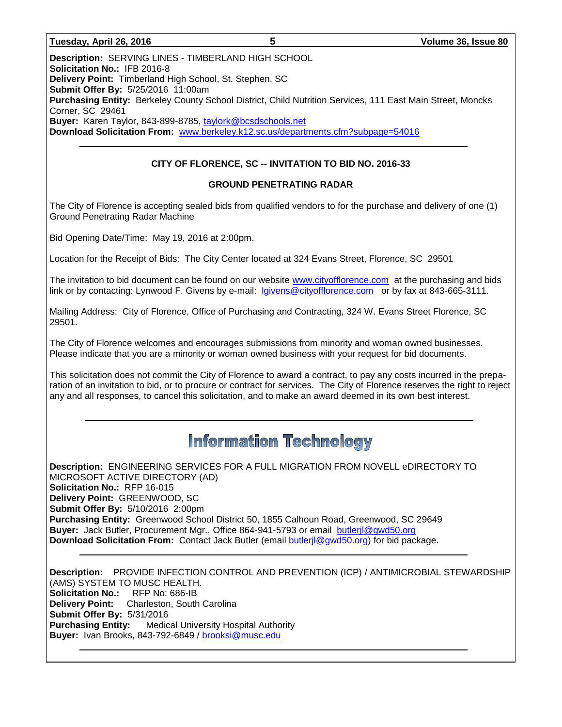**Description:** SERVING LINES - TIMBERLAND HIGH SCHOOL
**Solicitation No.:** IFB 2016-8
**Delivery Point:** Timberland High School, St. Stephen, SC
**Submit Offer By:** 5/25/2016 11:00am
**Purchasing Entity:** Berkeley County School District, Child Nutrition Services, 111 East Main Street, Moncks Corner, SC 29461
**Buyer:** Karen Taylor, 843-899-8785, taylork@bcsdschools.net
**Download Solicitation From:** www.berkeley.k12.sc.us/departments.cfm?subpage=54016

---

**CITY OF FLORENCE, SC -- INVITATION TO BID NO. 2016-33**

**GROUND PENETRATING RADAR**

The City of Florence is accepting sealed bids from qualified vendors to for the purchase and delivery of one (1) Ground Penetrating Radar Machine

Bid Opening Date/Time: May 19, 2016 at 2:00pm.

Location for the Receipt of Bids: The City Center located at 324 Evans Street, Florence, SC 29501

The invitation to bid document can be found on our website www.cityofflorence.com at the purchasing and bids link or by contacting: Lynwood F. Givens by e-mail: lgivens@cityofflorence.com or by fax at 843-665-3111.

Mailing Address: City of Florence, Office of Purchasing and Contracting, 324 W. Evans Street Florence, SC 29501.

The City of Florence welcomes and encourages submissions from minority and woman owned businesses. Please indicate that you are a minority or woman owned business with your request for bid documents.

This solicitation does not commit the City of Florence to award a contract, to pay any costs incurred in the preparation of an invitation to bid, or to procure or contract for services. The City of Florence reserves the right to reject any and all responses, to cancel this solicitation, and to make an award deemed in its own best interest.

---

# Information Technology

**Description:** ENGINEERING SERVICES FOR A FULL MIGRATION FROM NOVELL eDIRECTORY TO MICROSOFT ACTIVE DIRECTORY (AD)
**Solicitation No.:** RFP 16-015
**Delivery Point:** GREENWOOD, SC
**Submit Offer By:** 5/10/2016 2:00pm
**Purchasing Entity:** Greenwood School District 50, 1855 Calhoun Road, Greenwood, SC 29649
**Buyer:** Jack Butler, Procurement Mgr., Office 864-941-5793 or email butlerjl@gwd50.org
**Download Solicitation From:** Contact Jack Butler (email butlerjl@gwd50.org) for bid package.

---

**Description:** PROVIDE INFECTION CONTROL AND PREVENTION (ICP) / ANTIMICROBIAL STEWARDSHIP (AMS) SYSTEM TO MUSC HEALTH.
**Solicitation No.:** RFP No: 686-IB
**Delivery Point:** Charleston, South Carolina
**Submit Offer By:** 5/31/2016
**Purchasing Entity:** Medical University Hospital Authority
**Buyer:** Ivan Brooks, 843-792-6849 / brooksi@musc.edu

---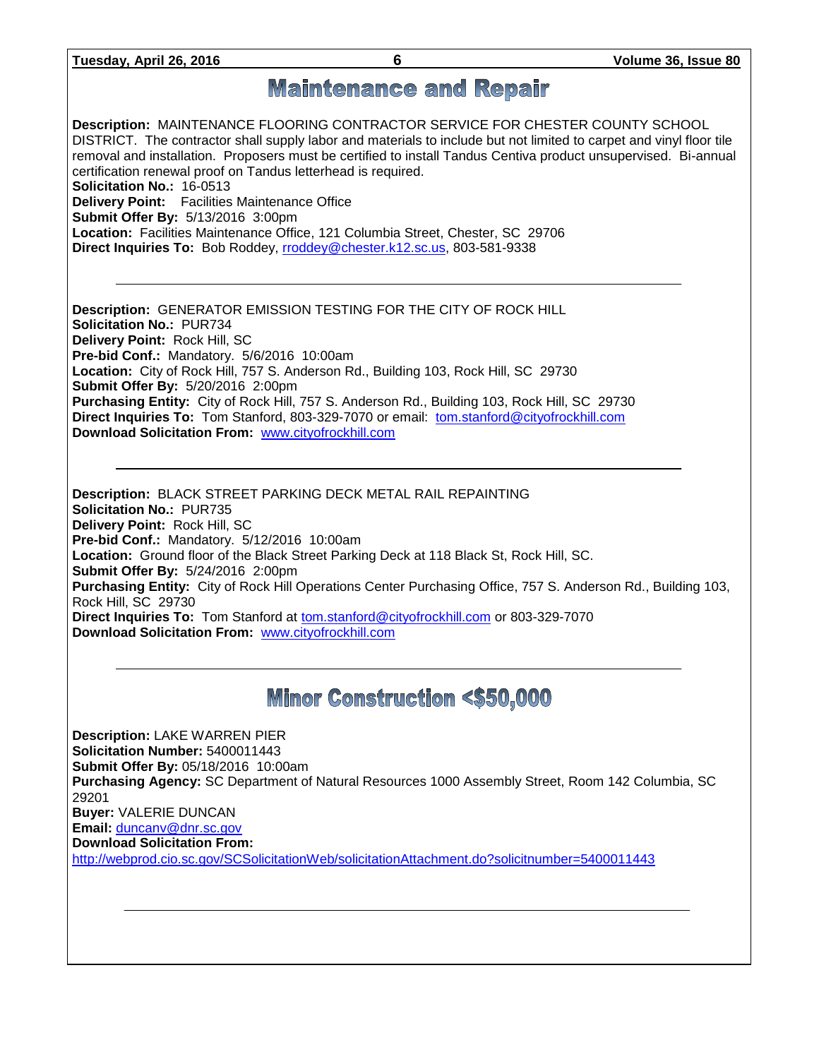# Maintenance and Repair

**Description:** MAINTENANCE FLOORING CONTRACTOR SERVICE FOR CHESTER COUNTY SCHOOL DISTRICT. The contractor shall supply labor and materials to include but not limited to carpet and vinyl floor tile removal and installation. Proposers must be certified to install Tandus Centiva product unsupervised. Bi-annual certification renewal proof on Tandus letterhead is required.
**Solicitation No.:** 16-0513
**Delivery Point:** Facilities Maintenance Office
**Submit Offer By:** 5/13/2016 3:00pm
**Location:** Facilities Maintenance Office, 121 Columbia Street, Chester, SC 29706
**Direct Inquiries To:** Bob Roddey, rroddey@chester.k12.sc.us, 803-581-9338

---

**Description:** GENERATOR EMISSION TESTING FOR THE CITY OF ROCK HILL
**Solicitation No.:** PUR734
**Delivery Point:** Rock Hill, SC
**Pre-bid Conf.:** Mandatory. 5/6/2016 10:00am
**Location:** City of Rock Hill, 757 S. Anderson Rd., Building 103, Rock Hill, SC 29730
**Submit Offer By:** 5/20/2016 2:00pm
**Purchasing Entity:** City of Rock Hill, 757 S. Anderson Rd., Building 103, Rock Hill, SC 29730
**Direct Inquiries To:** Tom Stanford, 803-329-7070 or email: tom.stanford@cityofrockhill.com
**Download Solicitation From:** www.cityofrockhill.com

---

**Description:** BLACK STREET PARKING DECK METAL RAIL REPAINTING
**Solicitation No.:** PUR735
**Delivery Point:** Rock Hill, SC
**Pre-bid Conf.:** Mandatory. 5/12/2016 10:00am
**Location:** Ground floor of the Black Street Parking Deck at 118 Black St, Rock Hill, SC.
**Submit Offer By:** 5/24/2016 2:00pm
**Purchasing Entity:** City of Rock Hill Operations Center Purchasing Office, 757 S. Anderson Rd., Building 103, Rock Hill, SC 29730
**Direct Inquiries To:** Tom Stanford at tom.stanford@cityofrockhill.com or 803-329-7070
**Download Solicitation From:** www.cityofrockhill.com

---

# Minor Construction <$50,000

**Description:** LAKE WARREN PIER
**Solicitation Number:** 5400011443
**Submit Offer By:** 05/18/2016 10:00am
**Purchasing Agency:** SC Department of Natural Resources 1000 Assembly Street, Room 142 Columbia, SC 29201
**Buyer:** VALERIE DUNCAN
**Email:** duncanv@dnr.sc.gov
**Download Solicitation From:**
http://webprod.cio.sc.gov/SCSolicitationWeb/solicitationAttachment.do?solicitnumber=5400011443

---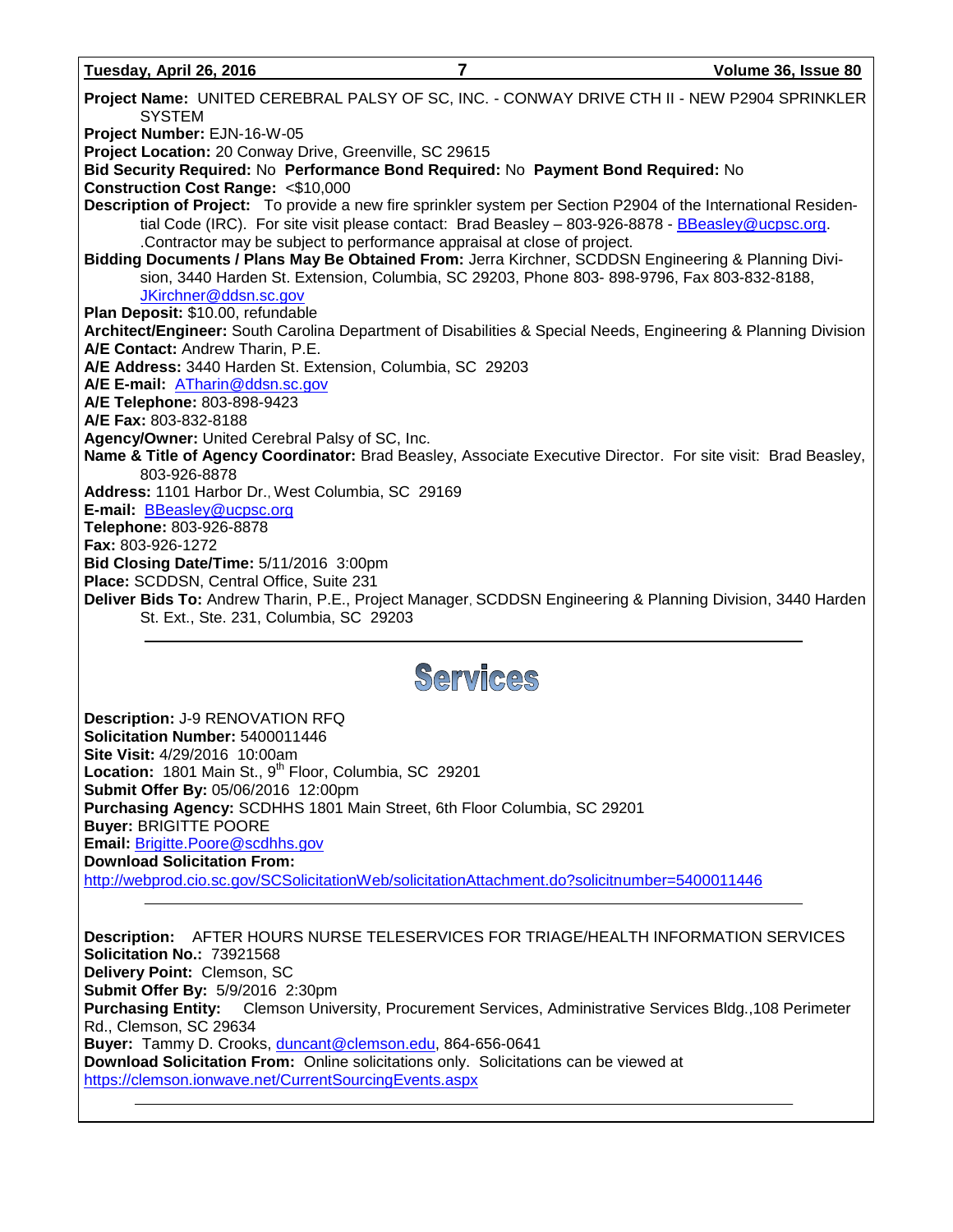**Project Name:** UNITED CEREBRAL PALSY OF SC, INC. - CONWAY DRIVE CTH II - NEW P2904 SPRINKLER SYSTEM
**Project Number:** EJN-16-W-05
**Project Location:** 20 Conway Drive, Greenville, SC 29615
**Bid Security Required:** No **Performance Bond Required:** No **Payment Bond Required:** No
**Construction Cost Range:** <$10,000
**Description of Project:** To provide a new fire sprinkler system per Section P2904 of the International Residential Code (IRC). For site visit please contact: Brad Beasley – 803-926-8878 - BBeasley@ucpsc.org. .Contractor may be subject to performance appraisal at close of project.
**Bidding Documents / Plans May Be Obtained From:** Jerra Kirchner, SCDDSN Engineering & Planning Division, 3440 Harden St. Extension, Columbia, SC 29203, Phone 803- 898-9796, Fax 803-832-8188, JKirchner@ddsn.sc.gov
**Plan Deposit:** $10.00, refundable
**Architect/Engineer:** South Carolina Department of Disabilities & Special Needs, Engineering & Planning Division
**A/E Contact:** Andrew Tharin, P.E.
**A/E Address:** 3440 Harden St. Extension, Columbia, SC 29203
**A/E E-mail:** ATharin@ddsn.sc.gov
**A/E Telephone:** 803-898-9423
**A/E Fax:** 803-832-8188
**Agency/Owner:** United Cerebral Palsy of SC, Inc.
**Name & Title of Agency Coordinator:** Brad Beasley, Associate Executive Director. For site visit: Brad Beasley, 803-926-8878
**Address:** 1101 Harbor Dr., West Columbia, SC 29169
**E-mail:** BBeasley@ucpsc.org
**Telephone:** 803-926-8878
**Fax:** 803-926-1272
**Bid Closing Date/Time:** 5/11/2016 3:00pm
**Place:** SCDDSN, Central Office, Suite 231
**Deliver Bids To:** Andrew Tharin, P.E., Project Manager, SCDDSN Engineering & Planning Division, 3440 Harden St. Ext., Ste. 231, Columbia, SC 29203

---

# Services

**Description:** J-9 RENOVATION RFQ
**Solicitation Number:** 5400011446
**Site Visit:** 4/29/2016 10:00am
**Location:** 1801 Main St., 9th Floor, Columbia, SC 29201
**Submit Offer By:** 05/06/2016 12:00pm
**Purchasing Agency:** SCDHHS 1801 Main Street, 6th Floor Columbia, SC 29201
**Buyer:** BRIGITTE POORE
**Email:** Brigitte.Poore@scdhhs.gov
**Download Solicitation From:**
http://webprod.cio.sc.gov/SCSolicitationWeb/solicitationAttachment.do?solicitnumber=5400011446

---

**Description:** AFTER HOURS NURSE TELESERVICES FOR TRIAGE/HEALTH INFORMATION SERVICES
**Solicitation No.:** 73921568
**Delivery Point:** Clemson, SC
**Submit Offer By:** 5/9/2016 2:30pm
**Purchasing Entity:** Clemson University, Procurement Services, Administrative Services Bldg.,108 Perimeter Rd., Clemson, SC 29634
**Buyer:** Tammy D. Crooks, duncant@clemson.edu, 864-656-0641
**Download Solicitation From:** Online solicitations only. Solicitations can be viewed at https://clemson.ionwave.net/CurrentSourcingEvents.aspx

---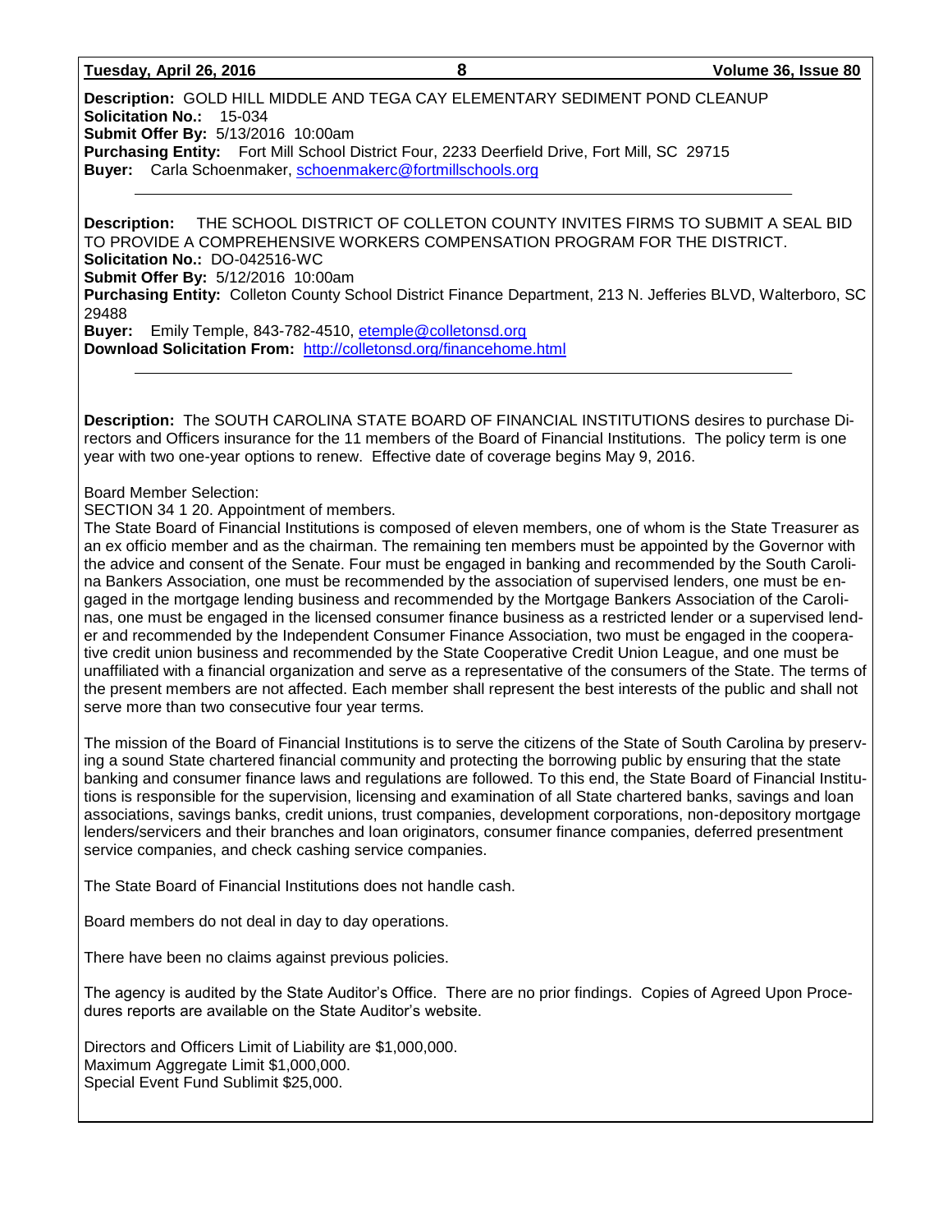**Description:** GOLD HILL MIDDLE AND TEGA CAY ELEMENTARY SEDIMENT POND CLEANUP
**Solicitation No.:** 15-034
**Submit Offer By:** 5/13/2016 10:00am
**Purchasing Entity:** Fort Mill School District Four, 2233 Deerfield Drive, Fort Mill, SC 29715
**Buyer:** Carla Schoenmaker, schoenmakerc@fortmillschools.org

---

**Description:** THE SCHOOL DISTRICT OF COLLETON COUNTY INVITES FIRMS TO SUBMIT A SEAL BID TO PROVIDE A COMPREHENSIVE WORKERS COMPENSATION PROGRAM FOR THE DISTRICT.
**Solicitation No.:** DO-042516-WC
**Submit Offer By:** 5/12/2016 10:00am
**Purchasing Entity:** Colleton County School District Finance Department, 213 N. Jefferies BLVD, Walterboro, SC 29488
**Buyer:** Emily Temple, 843-782-4510, etemple@colletonsd.org
**Download Solicitation From:** http://colletonsd.org/financehome.html

---

**Description:** The SOUTH CAROLINA STATE BOARD OF FINANCIAL INSTITUTIONS desires to purchase Directors and Officers insurance for the 11 members of the Board of Financial Institutions. The policy term is one year with two one-year options to renew. Effective date of coverage begins May 9, 2016.

Board Member Selection:
SECTION 34 1 20. Appointment of members.
The State Board of Financial Institutions is composed of eleven members, one of whom is the State Treasurer as an ex officio member and as the chairman. The remaining ten members must be appointed by the Governor with the advice and consent of the Senate. Four must be engaged in banking and recommended by the South Carolina Bankers Association, one must be recommended by the association of supervised lenders, one must be engaged in the mortgage lending business and recommended by the Mortgage Bankers Association of the Carolinas, one must be engaged in the licensed consumer finance business as a restricted lender or a supervised lender and recommended by the Independent Consumer Finance Association, two must be engaged in the cooperative credit union business and recommended by the State Cooperative Credit Union League, and one must be unaffiliated with a financial organization and serve as a representative of the consumers of the State. The terms of the present members are not affected. Each member shall represent the best interests of the public and shall not serve more than two consecutive four year terms.

The mission of the Board of Financial Institutions is to serve the citizens of the State of South Carolina by preserving a sound State chartered financial community and protecting the borrowing public by ensuring that the state banking and consumer finance laws and regulations are followed. To this end, the State Board of Financial Institutions is responsible for the supervision, licensing and examination of all State chartered banks, savings and loan associations, savings banks, credit unions, trust companies, development corporations, non-depository mortgage lenders/servicers and their branches and loan originators, consumer finance companies, deferred presentment service companies, and check cashing service companies.

The State Board of Financial Institutions does not handle cash.

Board members do not deal in day to day operations.

There have been no claims against previous policies.

The agency is audited by the State Auditor's Office. There are no prior findings. Copies of Agreed Upon Procedures reports are available on the State Auditor's website.

Directors and Officers Limit of Liability are $1,000,000.
Maximum Aggregate Limit $1,000,000.
Special Event Fund Sublimit $25,000.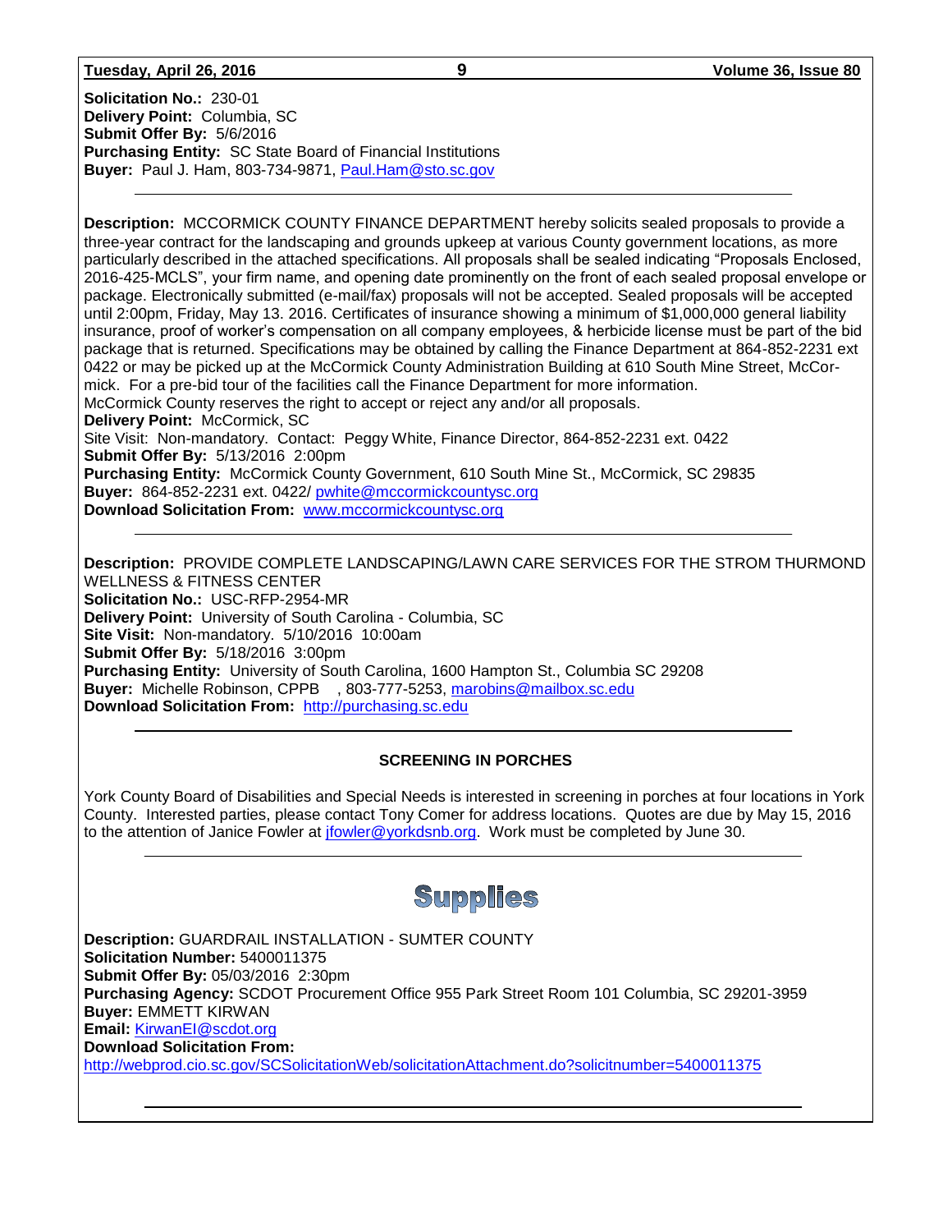**Solicitation No.:** 230-01
**Delivery Point:** Columbia, SC
**Submit Offer By:** 5/6/2016
**Purchasing Entity:** SC State Board of Financial Institutions
**Buyer:** Paul J. Ham, 803-734-9871, Paul.Ham@sto.sc.gov

---

**Description:** MCCORMICK COUNTY FINANCE DEPARTMENT hereby solicits sealed proposals to provide a three-year contract for the landscaping and grounds upkeep at various County government locations, as more particularly described in the attached specifications. All proposals shall be sealed indicating "Proposals Enclosed, 2016-425-MCLS", your firm name, and opening date prominently on the front of each sealed proposal envelope or package. Electronically submitted (e-mail/fax) proposals will not be accepted. Sealed proposals will be accepted until 2:00pm, Friday, May 13. 2016. Certificates of insurance showing a minimum of $1,000,000 general liability insurance, proof of worker's compensation on all company employees, & herbicide license must be part of the bid package that is returned. Specifications may be obtained by calling the Finance Department at 864-852-2231 ext 0422 or may be picked up at the McCormick County Administration Building at 610 South Mine Street, McCormick. For a pre-bid tour of the facilities call the Finance Department for more information.
McCormick County reserves the right to accept or reject any and/or all proposals.
**Delivery Point:** McCormick, SC
Site Visit: Non-mandatory. Contact: Peggy White, Finance Director, 864-852-2231 ext. 0422
**Submit Offer By:** 5/13/2016 2:00pm
**Purchasing Entity:** McCormick County Government, 610 South Mine St., McCormick, SC 29835
**Buyer:** 864-852-2231 ext. 0422/ pwhite@mccormickcountysc.org
**Download Solicitation From:** www.mccormickcountysc.org

---

**Description:** PROVIDE COMPLETE LANDSCAPING/LAWN CARE SERVICES FOR THE STROM THURMOND WELLNESS & FITNESS CENTER
**Solicitation No.:** USC-RFP-2954-MR
**Delivery Point:** University of South Carolina - Columbia, SC
**Site Visit:** Non-mandatory. 5/10/2016 10:00am
**Submit Offer By:** 5/18/2016 3:00pm
**Purchasing Entity:** University of South Carolina, 1600 Hampton St., Columbia SC 29208
**Buyer:** Michelle Robinson, CPPB , 803-777-5253, marobins@mailbox.sc.edu
**Download Solicitation From:** http://purchasing.sc.edu

---

**SCREENING IN PORCHES**

York County Board of Disabilities and Special Needs is interested in screening in porches at four locations in York County. Interested parties, please contact Tony Comer for address locations. Quotes are due by May 15, 2016 to the attention of Janice Fowler at jfowler@yorkdsnb.org. Work must be completed by June 30.

---

## Supplies

**Description:** GUARDRAIL INSTALLATION - SUMTER COUNTY
**Solicitation Number:** 5400011375
**Submit Offer By:** 05/03/2016 2:30pm
**Purchasing Agency:** SCDOT Procurement Office 955 Park Street Room 101 Columbia, SC 29201-3959
**Buyer:** EMMETT KIRWAN
**Email:** KirwanEI@scdot.org
**Download Solicitation From:**
http://webprod.cio.sc.gov/SCSolicitationWeb/solicitationAttachment.do?solicitnumber=5400011375

---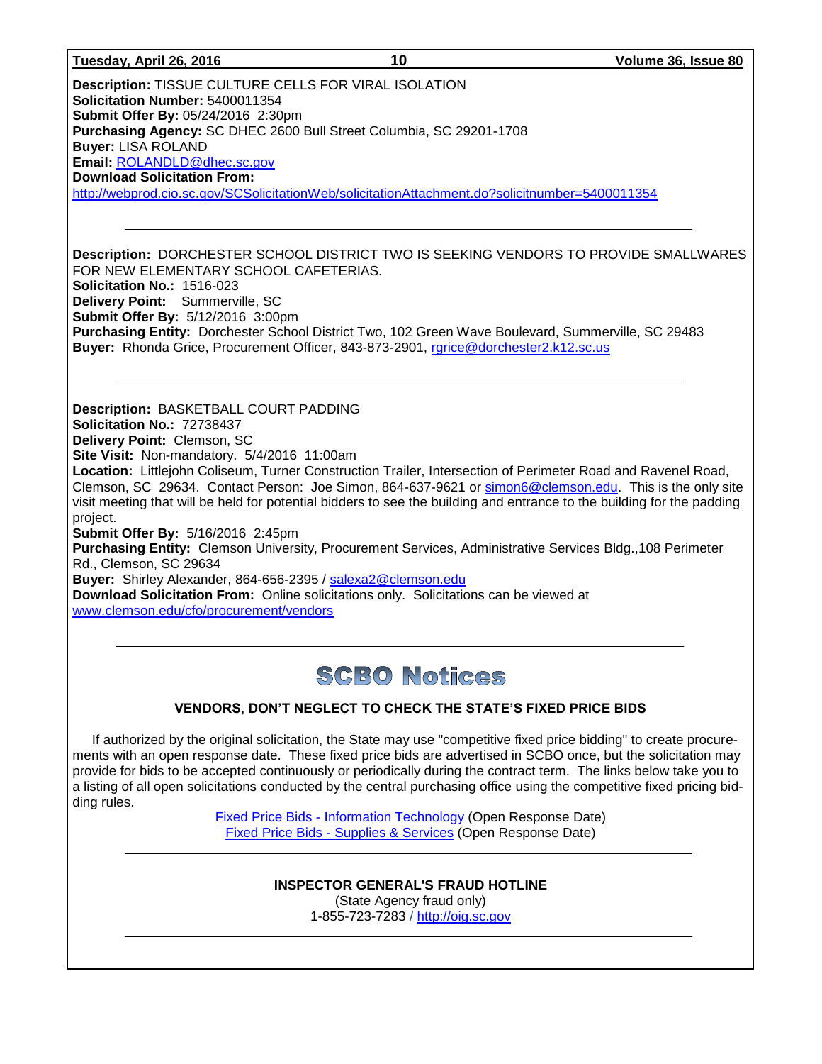**Description:** TISSUE CULTURE CELLS FOR VIRAL ISOLATION
**Solicitation Number:** 5400011354
**Submit Offer By:** 05/24/2016 2:30pm
**Purchasing Agency:** SC DHEC 2600 Bull Street Columbia, SC 29201-1708
**Buyer:** LISA ROLAND
**Email:** ROLANDLD@dhec.sc.gov
**Download Solicitation From:**
http://webprod.cio.sc.gov/SCSolicitationWeb/solicitationAttachment.do?solicitnumber=5400011354

---

**Description:** DORCHESTER SCHOOL DISTRICT TWO IS SEEKING VENDORS TO PROVIDE SMALLWARES FOR NEW ELEMENTARY SCHOOL CAFETERIAS.
**Solicitation No.:** 1516-023
**Delivery Point:** Summerville, SC
**Submit Offer By:** 5/12/2016 3:00pm
**Purchasing Entity:** Dorchester School District Two, 102 Green Wave Boulevard, Summerville, SC 29483
**Buyer:** Rhonda Grice, Procurement Officer, 843-873-2901, rgrice@dorchester2.k12.sc.us

---

**Description:** BASKETBALL COURT PADDING
**Solicitation No.:** 72738437
**Delivery Point:** Clemson, SC
**Site Visit:** Non-mandatory. 5/4/2016 11:00am
**Location:** Littlejohn Coliseum, Turner Construction Trailer, Intersection of Perimeter Road and Ravenel Road, Clemson, SC 29634. Contact Person: Joe Simon, 864-637-9621 or simon6@clemson.edu. This is the only site visit meeting that will be held for potential bidders to see the building and entrance to the building for the padding project.
**Submit Offer By:** 5/16/2016 2:45pm
**Purchasing Entity:** Clemson University, Procurement Services, Administrative Services Bldg.,108 Perimeter Rd., Clemson, SC 29634
**Buyer:** Shirley Alexander, 864-656-2395 / salexa2@clemson.edu
**Download Solicitation From:** Online solicitations only. Solicitations can be viewed at www.clemson.edu/cfo/procurement/vendors

---

# SCBO Notices

### VENDORS, DON'T NEGLECT TO CHECK THE STATE'S FIXED PRICE BIDS

If authorized by the original solicitation, the State may use "competitive fixed price bidding" to create procurements with an open response date. These fixed price bids are advertised in SCBO once, but the solicitation may provide for bids to be accepted continuously or periodically during the contract term. The links below take you to a listing of all open solicitations conducted by the central purchasing office using the competitive fixed pricing bidding rules.

Fixed Price Bids - Information Technology (Open Response Date)
Fixed Price Bids - Supplies & Services (Open Response Date)

---

**INSPECTOR GENERAL'S FRAUD HOTLINE**
(State Agency fraud only)
1-855-723-7283 / http://oig.sc.gov

---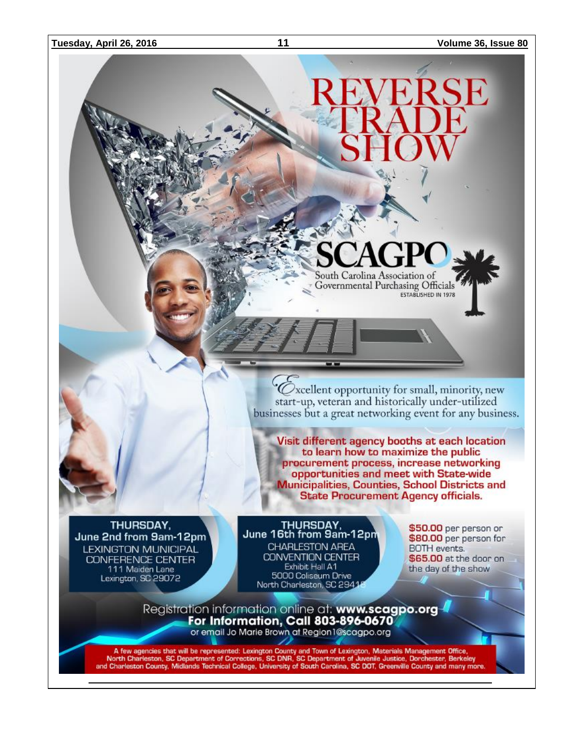# REVERSE TRADE SHOW

**SCAGPO**
South Carolina Association of Governmental Purchasing Officials
ESTABLISHED IN 1978

Excellent opportunity for small, minority, new start-up, veteran and historically under-utilized businesses but a great networking event for any business.

**Visit different agency booths at each location to learn how to maximize the public procurement process, increase networking opportunities and meet with State-wide Municipalities, Counties, School Districts and State Procurement Agency officials.**

**THURSDAY,**
**June 2nd from 9am-12pm**
LEXINGTON MUNICIPAL CONFERENCE CENTER
111 Maiden Lane
Lexington, SC 29072

**THURSDAY,**
**June 16th from 9am-12pm**
CHARLESTON AREA CONVENTION CENTER
Exhibit Hall A1
5000 Coliseum Drive
North Charleston, SC 29418

**$50.00** per person or **$80.00** per person for BOTH events.
**$65.00** at the door on the day of the show

Registration information online at: **www.scagpo.org**
**For Information, Call 803-896-0670**
or email Jo Marie Brown at Region1@scagpo.org

A few agencies that will be represented: Lexington County and Town of Lexington, Materials Management Office, North Charleston, SC Department of Corrections, SC DNR, SC Department of Juvenile Justice, Dorchester, Berkeley and Charleston County, Midlands Technical College, University of South Carolina, SC DOT, Greenville County and many more.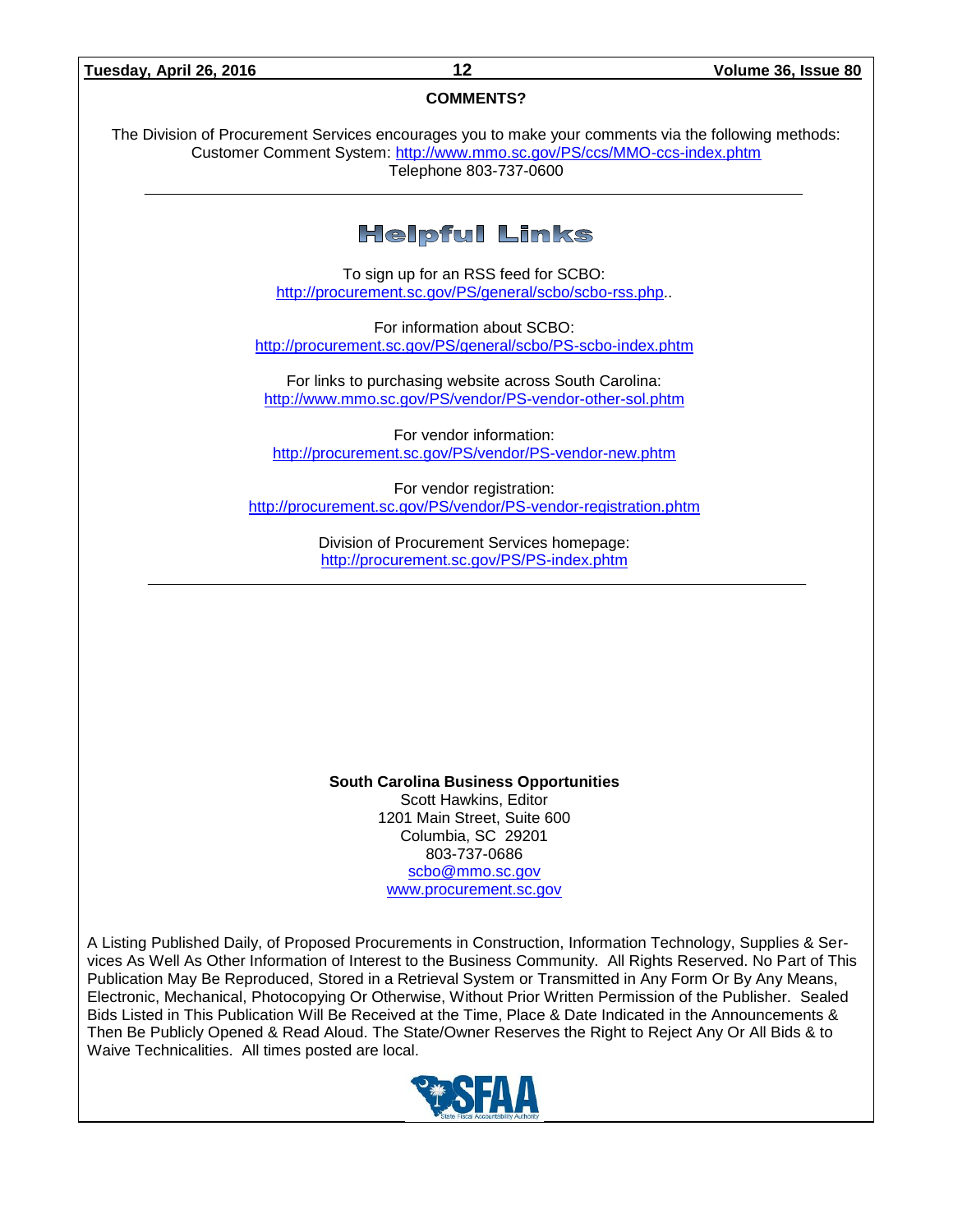## COMMENTS?

The Division of Procurement Services encourages you to make your comments via the following methods:
Customer Comment System: http://www.mmo.sc.gov/PS/ccs/MMO-ccs-index.phtm
Telephone 803-737-0600

---

## Helpful Links

To sign up for an RSS feed for SCBO:
http://procurement.sc.gov/PS/general/scbo/scbo-rss.php..

For information about SCBO:
http://procurement.sc.gov/PS/general/scbo/PS-scbo-index.phtm

For links to purchasing website across South Carolina:
http://www.mmo.sc.gov/PS/vendor/PS-vendor-other-sol.phtm

For vendor information:
http://procurement.sc.gov/PS/vendor/PS-vendor-new.phtm

For vendor registration:
http://procurement.sc.gov/PS/vendor/PS-vendor-registration.phtm

Division of Procurement Services homepage:
http://procurement.sc.gov/PS/PS-index.phtm

---

**South Carolina Business Opportunities**
Scott Hawkins, Editor
1201 Main Street, Suite 600
Columbia, SC 29201
803-737-0686
scbo@mmo.sc.gov
www.procurement.sc.gov

A Listing Published Daily, of Proposed Procurements in Construction, Information Technology, Supplies & Services As Well As Other Information of Interest to the Business Community. All Rights Reserved. No Part of This Publication May Be Reproduced, Stored in a Retrieval System or Transmitted in Any Form Or By Any Means, Electronic, Mechanical, Photocopying Or Otherwise, Without Prior Written Permission of the Publisher. Sealed Bids Listed in This Publication Will Be Received at the Time, Place & Date Indicated in the Announcements & Then Be Publicly Opened & Read Aloud. The State/Owner Reserves the Right to Reject Any Or All Bids & to Waive Technicalities. All times posted are local.

SFAA
State Fiscal Accountability Authority